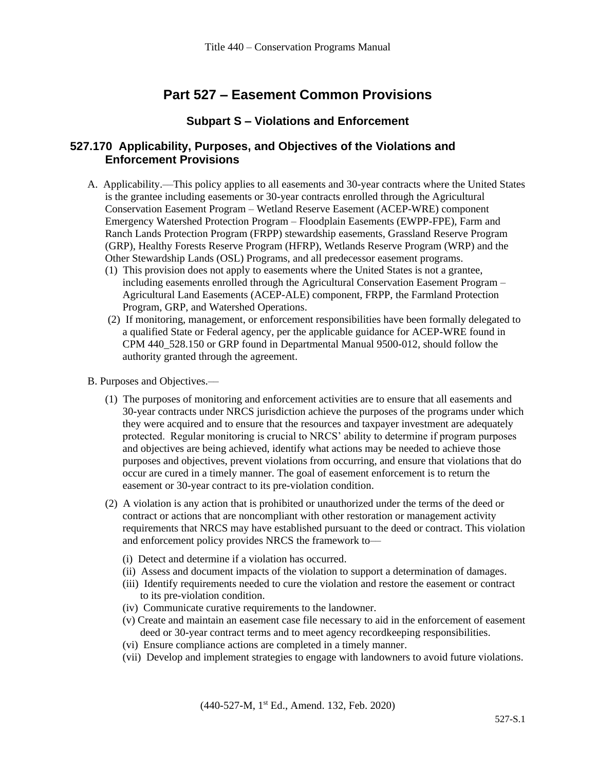# Part 527 – Easement Common Provisions

## Subpart S – Violations and Enforcement

### 527.170 Applicability, Purposes, and Objectives of the Violations and Enforcement Provisions

A. Applicability.—This policy applies to all easements and 30-year contracts where the United States is the grantee including easements or 30-year contracts enrolled through the Agricultural Conservation Easement Program – Wetland Reserve Easement (ACEP-WRE) component Emergency Watershed Protection Program – Floodplain Easements (EWPP-FPE), Farm and Ranch Lands Protection Program (FRPP) stewardship easements, Grassland Reserve Program (GRP), Healthy Forests Reserve Program (HFRP), Wetlands Reserve Program (WRP) and the Other Stewardship Lands (OSL) Programs, and all predecessor easement programs.

(1) This provision does not apply to easements where the United States is not a grantee, including easements enrolled through the Agricultural Conservation Easement Program – Agricultural Land Easements (ACEP-ALE) component, FRPP, the Farmland Protection Program, GRP, and Watershed Operations.

(2) If monitoring, management, or enforcement responsibilities have been formally delegated to a qualified State or Federal agency, per the applicable guidance for ACEP-WRE found in CPM 440_528.150 or GRP found in Departmental Manual 9500-012, should follow the authority granted through the agreement.

B. Purposes and Objectives.—

(1) The purposes of monitoring and enforcement activities are to ensure that all easements and 30-year contracts under NRCS jurisdiction achieve the purposes of the programs under which they were acquired and to ensure that the resources and taxpayer investment are adequately protected. Regular monitoring is crucial to NRCS' ability to determine if program purposes and objectives are being achieved, identify what actions may be needed to achieve those purposes and objectives, prevent violations from occurring, and ensure that violations that do occur are cured in a timely manner. The goal of easement enforcement is to return the easement or 30-year contract to its pre-violation condition.

(2) A violation is any action that is prohibited or unauthorized under the terms of the deed or contract or actions that are noncompliant with other restoration or management activity requirements that NRCS may have established pursuant to the deed or contract. This violation and enforcement policy provides NRCS the framework to—

(i) Detect and determine if a violation has occurred.
(ii) Assess and document impacts of the violation to support a determination of damages.
(iii) Identify requirements needed to cure the violation and restore the easement or contract to its pre-violation condition.
(iv) Communicate curative requirements to the landowner.
(v) Create and maintain an easement case file necessary to aid in the enforcement of easement deed or 30-year contract terms and to meet agency recordkeeping responsibilities.
(vi) Ensure compliance actions are completed in a timely manner.
(vii) Develop and implement strategies to engage with landowners to avoid future violations.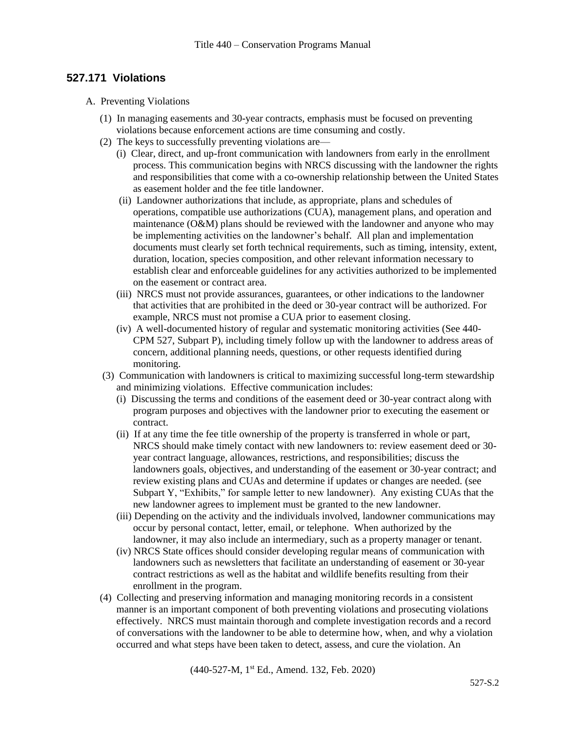## 527.171 Violations

A. Preventing Violations

(1) In managing easements and 30-year contracts, emphasis must be focused on preventing violations because enforcement actions are time consuming and costly.

(2) The keys to successfully preventing violations are—

(i) Clear, direct, and up-front communication with landowners from early in the enrollment process. This communication begins with NRCS discussing with the landowner the rights and responsibilities that come with a co-ownership relationship between the United States as easement holder and the fee title landowner.

(ii) Landowner authorizations that include, as appropriate, plans and schedules of operations, compatible use authorizations (CUA), management plans, and operation and maintenance (O&M) plans should be reviewed with the landowner and anyone who may be implementing activities on the landowner's behalf. All plan and implementation documents must clearly set forth technical requirements, such as timing, intensity, extent, duration, location, species composition, and other relevant information necessary to establish clear and enforceable guidelines for any activities authorized to be implemented on the easement or contract area.

(iii) NRCS must not provide assurances, guarantees, or other indications to the landowner that activities that are prohibited in the deed or 30-year contract will be authorized. For example, NRCS must not promise a CUA prior to easement closing.

(iv) A well-documented history of regular and systematic monitoring activities (See 440-CPM 527, Subpart P), including timely follow up with the landowner to address areas of concern, additional planning needs, questions, or other requests identified during monitoring.

(3) Communication with landowners is critical to maximizing successful long-term stewardship and minimizing violations. Effective communication includes:

(i) Discussing the terms and conditions of the easement deed or 30-year contract along with program purposes and objectives with the landowner prior to executing the easement or contract.

(ii) If at any time the fee title ownership of the property is transferred in whole or part, NRCS should make timely contact with new landowners to: review easement deed or 30-year contract language, allowances, restrictions, and responsibilities; discuss the landowners goals, objectives, and understanding of the easement or 30-year contract; and review existing plans and CUAs and determine if updates or changes are needed. (see Subpart Y, "Exhibits," for sample letter to new landowner). Any existing CUAs that the new landowner agrees to implement must be granted to the new landowner.

(iii) Depending on the activity and the individuals involved, landowner communications may occur by personal contact, letter, email, or telephone. When authorized by the landowner, it may also include an intermediary, such as a property manager or tenant.

(iv) NRCS State offices should consider developing regular means of communication with landowners such as newsletters that facilitate an understanding of easement or 30-year contract restrictions as well as the habitat and wildlife benefits resulting from their enrollment in the program.

(4) Collecting and preserving information and managing monitoring records in a consistent manner is an important component of both preventing violations and prosecuting violations effectively. NRCS must maintain thorough and complete investigation records and a record of conversations with the landowner to be able to determine how, when, and why a violation occurred and what steps have been taken to detect, assess, and cure the violation. An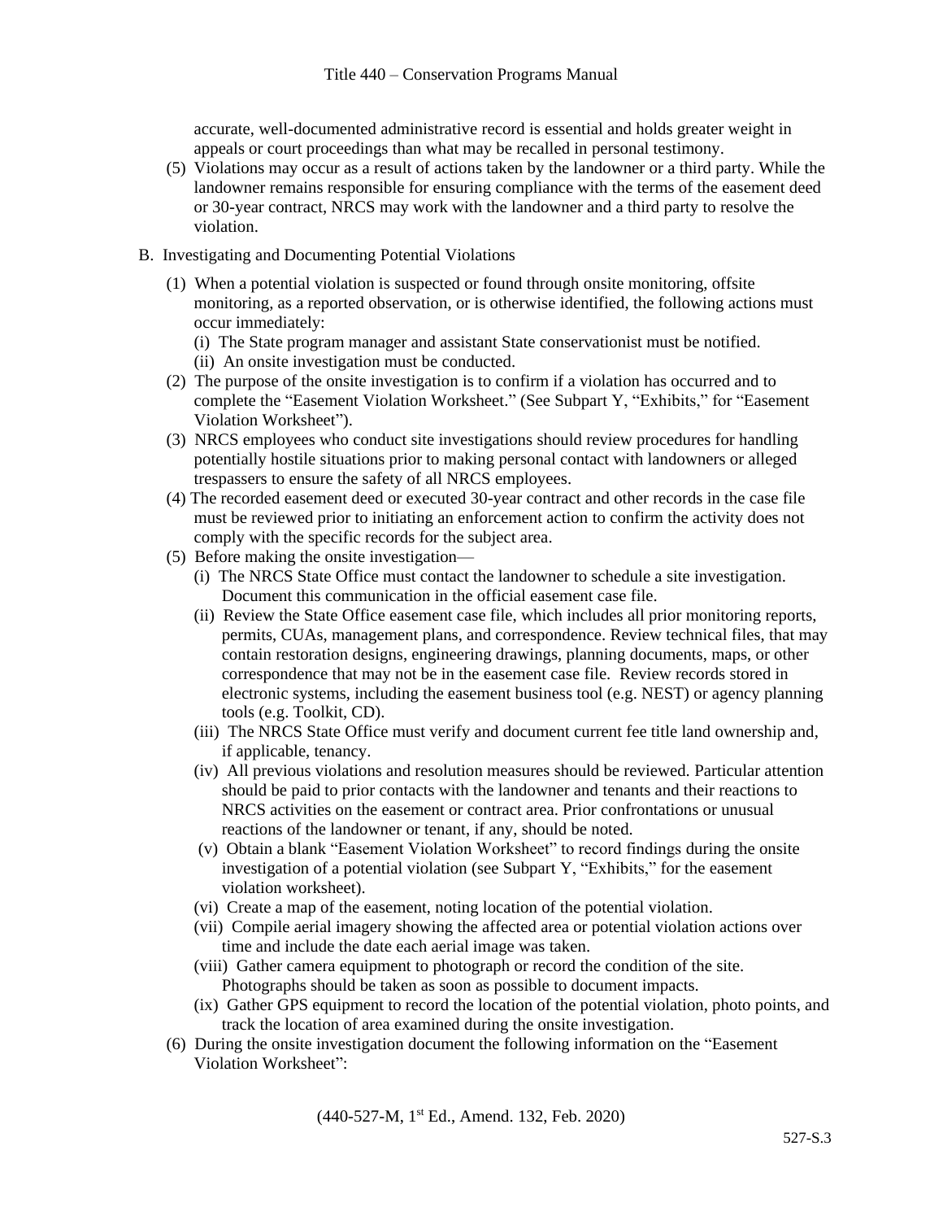accurate, well-documented administrative record is essential and holds greater weight in appeals or court proceedings than what may be recalled in personal testimony.

(5) Violations may occur as a result of actions taken by the landowner or a third party. While the landowner remains responsible for ensuring compliance with the terms of the easement deed or 30-year contract, NRCS may work with the landowner and a third party to resolve the violation.

B. Investigating and Documenting Potential Violations

(1) When a potential violation is suspected or found through onsite monitoring, offsite monitoring, as a reported observation, or is otherwise identified, the following actions must occur immediately:

(i) The State program manager and assistant State conservationist must be notified.

(ii) An onsite investigation must be conducted.

(2) The purpose of the onsite investigation is to confirm if a violation has occurred and to complete the "Easement Violation Worksheet." (See Subpart Y, "Exhibits," for "Easement Violation Worksheet").

(3) NRCS employees who conduct site investigations should review procedures for handling potentially hostile situations prior to making personal contact with landowners or alleged trespassers to ensure the safety of all NRCS employees.

(4) The recorded easement deed or executed 30-year contract and other records in the case file must be reviewed prior to initiating an enforcement action to confirm the activity does not comply with the specific records for the subject area.

(5) Before making the onsite investigation—

(i) The NRCS State Office must contact the landowner to schedule a site investigation. Document this communication in the official easement case file.

(ii) Review the State Office easement case file, which includes all prior monitoring reports, permits, CUAs, management plans, and correspondence. Review technical files, that may contain restoration designs, engineering drawings, planning documents, maps, or other correspondence that may not be in the easement case file. Review records stored in electronic systems, including the easement business tool (e.g. NEST) or agency planning tools (e.g. Toolkit, CD).

(iii) The NRCS State Office must verify and document current fee title land ownership and, if applicable, tenancy.

(iv) All previous violations and resolution measures should be reviewed. Particular attention should be paid to prior contacts with the landowner and tenants and their reactions to NRCS activities on the easement or contract area. Prior confrontations or unusual reactions of the landowner or tenant, if any, should be noted.

(v) Obtain a blank "Easement Violation Worksheet" to record findings during the onsite investigation of a potential violation (see Subpart Y, "Exhibits," for the easement violation worksheet).

(vi) Create a map of the easement, noting location of the potential violation.

(vii) Compile aerial imagery showing the affected area or potential violation actions over time and include the date each aerial image was taken.

(viii) Gather camera equipment to photograph or record the condition of the site. Photographs should be taken as soon as possible to document impacts.

(ix) Gather GPS equipment to record the location of the potential violation, photo points, and track the location of area examined during the onsite investigation.

(6) During the onsite investigation document the following information on the "Easement Violation Worksheet":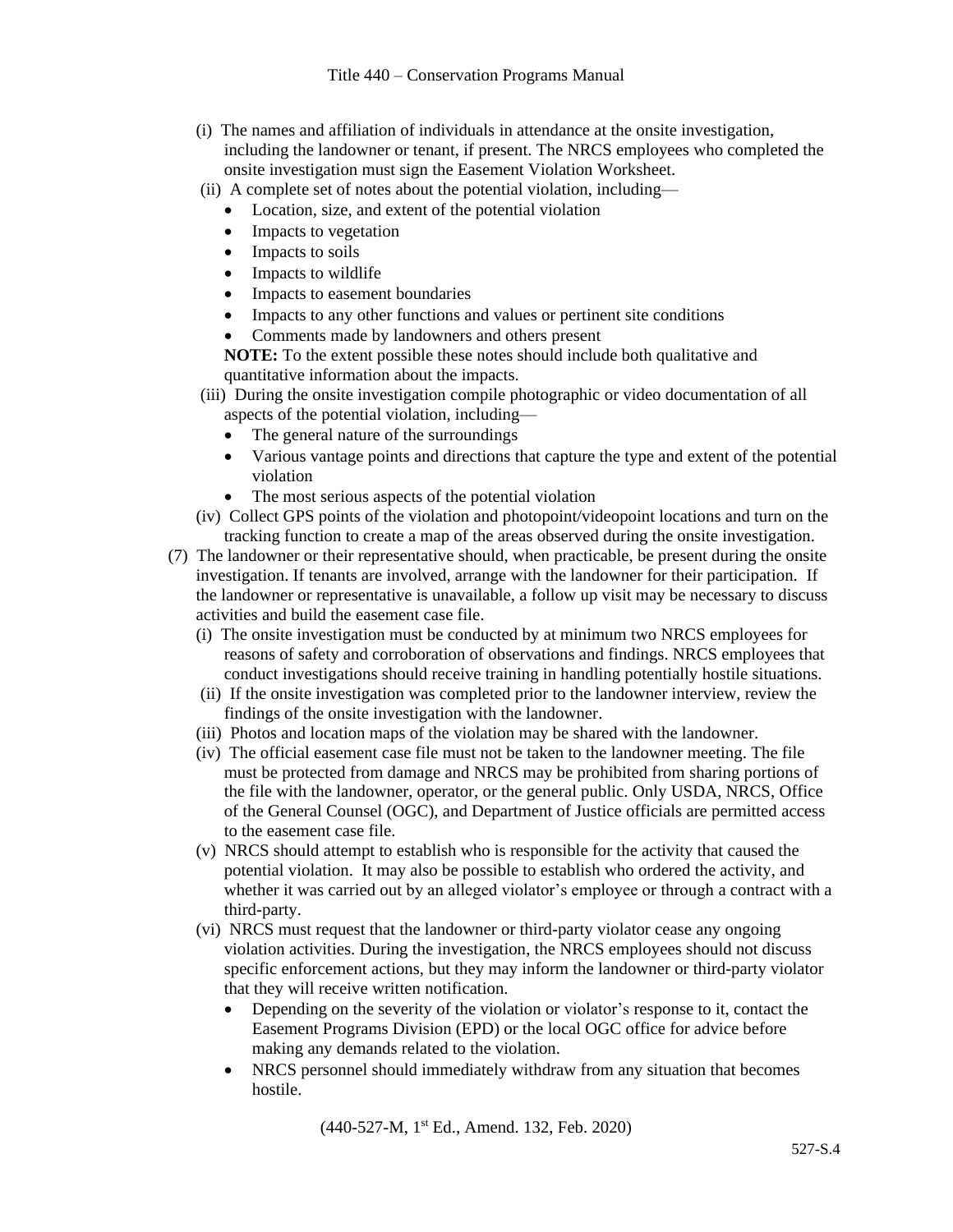(i) The names and affiliation of individuals in attendance at the onsite investigation, including the landowner or tenant, if present. The NRCS employees who completed the onsite investigation must sign the Easement Violation Worksheet.

(ii) A complete set of notes about the potential violation, including—

- Location, size, and extent of the potential violation
- Impacts to vegetation
- Impacts to soils
- Impacts to wildlife
- Impacts to easement boundaries
- Impacts to any other functions and values or pertinent site conditions
- Comments made by landowners and others present

**NOTE:** To the extent possible these notes should include both qualitative and quantitative information about the impacts.

(iii) During the onsite investigation compile photographic or video documentation of all aspects of the potential violation, including—

- The general nature of the surroundings
- Various vantage points and directions that capture the type and extent of the potential violation
- The most serious aspects of the potential violation

(iv) Collect GPS points of the violation and photopoint/videopoint locations and turn on the tracking function to create a map of the areas observed during the onsite investigation.

(7) The landowner or their representative should, when practicable, be present during the onsite investigation. If tenants are involved, arrange with the landowner for their participation. If the landowner or representative is unavailable, a follow up visit may be necessary to discuss activities and build the easement case file.

(i) The onsite investigation must be conducted by at minimum two NRCS employees for reasons of safety and corroboration of observations and findings. NRCS employees that conduct investigations should receive training in handling potentially hostile situations.

(ii) If the onsite investigation was completed prior to the landowner interview, review the findings of the onsite investigation with the landowner.

(iii) Photos and location maps of the violation may be shared with the landowner.

(iv) The official easement case file must not be taken to the landowner meeting. The file must be protected from damage and NRCS may be prohibited from sharing portions of the file with the landowner, operator, or the general public. Only USDA, NRCS, Office of the General Counsel (OGC), and Department of Justice officials are permitted access to the easement case file.

(v) NRCS should attempt to establish who is responsible for the activity that caused the potential violation. It may also be possible to establish who ordered the activity, and whether it was carried out by an alleged violator's employee or through a contract with a third-party.

(vi) NRCS must request that the landowner or third-party violator cease any ongoing violation activities. During the investigation, the NRCS employees should not discuss specific enforcement actions, but they may inform the landowner or third-party violator that they will receive written notification.

- Depending on the severity of the violation or violator's response to it, contact the Easement Programs Division (EPD) or the local OGC office for advice before making any demands related to the violation.
- NRCS personnel should immediately withdraw from any situation that becomes hostile.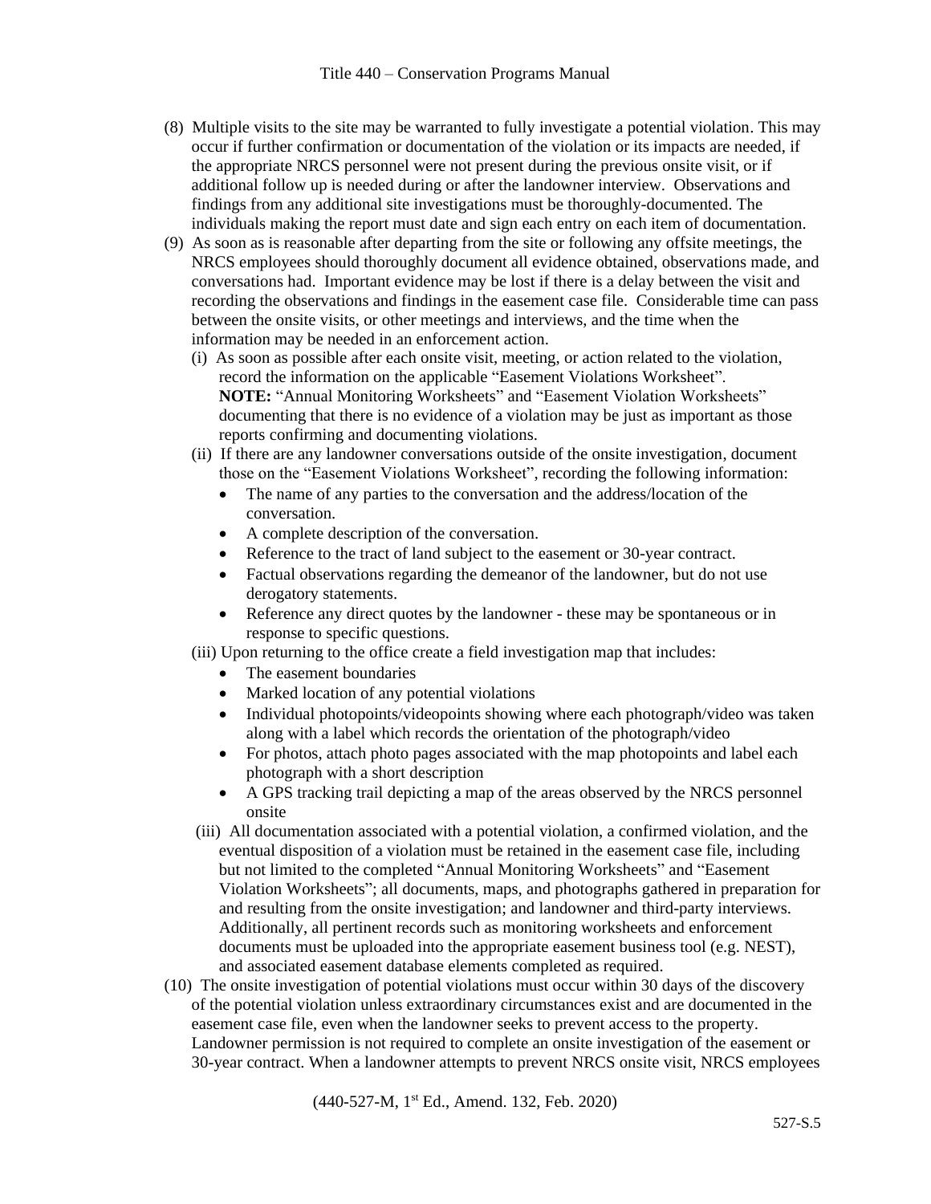(8) Multiple visits to the site may be warranted to fully investigate a potential violation. This may occur if further confirmation or documentation of the violation or its impacts are needed, if the appropriate NRCS personnel were not present during the previous onsite visit, or if additional follow up is needed during or after the landowner interview. Observations and findings from any additional site investigations must be thoroughly-documented. The individuals making the report must date and sign each entry on each item of documentation.

(9) As soon as is reasonable after departing from the site or following any offsite meetings, the NRCS employees should thoroughly document all evidence obtained, observations made, and conversations had. Important evidence may be lost if there is a delay between the visit and recording the observations and findings in the easement case file. Considerable time can pass between the onsite visits, or other meetings and interviews, and the time when the information may be needed in an enforcement action.

(i) As soon as possible after each onsite visit, meeting, or action related to the violation, record the information on the applicable "Easement Violations Worksheet".
**NOTE:** "Annual Monitoring Worksheets" and "Easement Violation Worksheets" documenting that there is no evidence of a violation may be just as important as those reports confirming and documenting violations.

(ii) If there are any landowner conversations outside of the onsite investigation, document those on the "Easement Violations Worksheet", recording the following information:

- The name of any parties to the conversation and the address/location of the conversation.
- A complete description of the conversation.
- Reference to the tract of land subject to the easement or 30-year contract.
- Factual observations regarding the demeanor of the landowner, but do not use derogatory statements.
- Reference any direct quotes by the landowner - these may be spontaneous or in response to specific questions.

(iii) Upon returning to the office create a field investigation map that includes:

- The easement boundaries
- Marked location of any potential violations
- Individual photopoints/videopoints showing where each photograph/video was taken along with a label which records the orientation of the photograph/video
- For photos, attach photo pages associated with the map photopoints and label each photograph with a short description
- A GPS tracking trail depicting a map of the areas observed by the NRCS personnel onsite

(iii) All documentation associated with a potential violation, a confirmed violation, and the eventual disposition of a violation must be retained in the easement case file, including but not limited to the completed "Annual Monitoring Worksheets" and "Easement Violation Worksheets"; all documents, maps, and photographs gathered in preparation for and resulting from the onsite investigation; and landowner and third-party interviews. Additionally, all pertinent records such as monitoring worksheets and enforcement documents must be uploaded into the appropriate easement business tool (e.g. NEST), and associated easement database elements completed as required.

(10) The onsite investigation of potential violations must occur within 30 days of the discovery of the potential violation unless extraordinary circumstances exist and are documented in the easement case file, even when the landowner seeks to prevent access to the property. Landowner permission is not required to complete an onsite investigation of the easement or 30-year contract. When a landowner attempts to prevent NRCS onsite visit, NRCS employees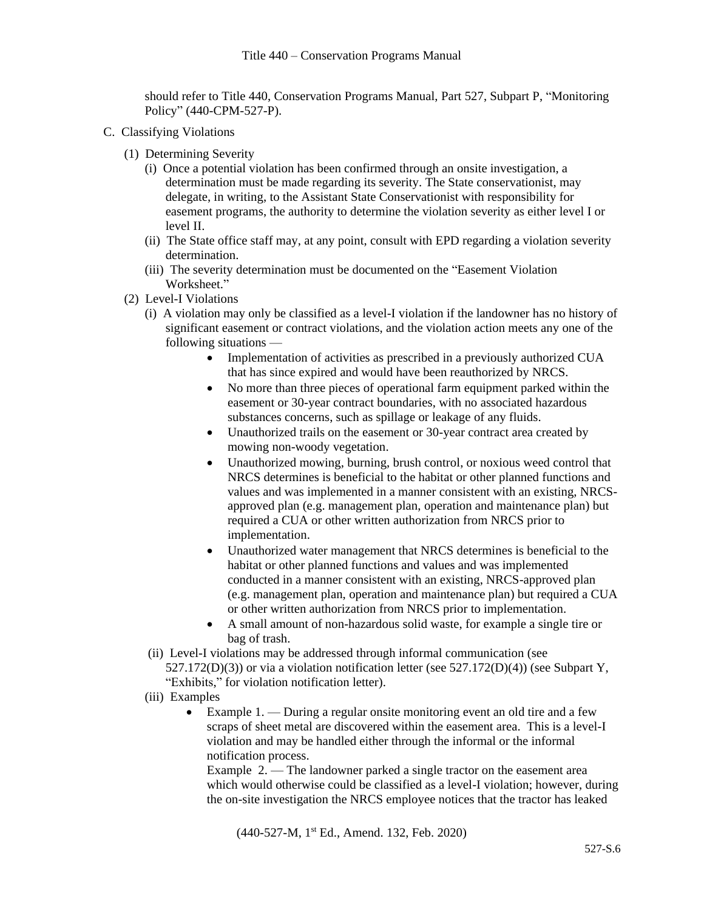should refer to Title 440, Conservation Programs Manual, Part 527, Subpart P, "Monitoring Policy" (440-CPM-527-P).

C. Classifying Violations

(1) Determining Severity

(i) Once a potential violation has been confirmed through an onsite investigation, a determination must be made regarding its severity. The State conservationist, may delegate, in writing, to the Assistant State Conservationist with responsibility for easement programs, the authority to determine the violation severity as either level I or level II.

(ii) The State office staff may, at any point, consult with EPD regarding a violation severity determination.

(iii) The severity determination must be documented on the "Easement Violation Worksheet."

(2) Level-I Violations

(i) A violation may only be classified as a level-I violation if the landowner has no history of significant easement or contract violations, and the violation action meets any one of the following situations —

- Implementation of activities as prescribed in a previously authorized CUA that has since expired and would have been reauthorized by NRCS.
- No more than three pieces of operational farm equipment parked within the easement or 30-year contract boundaries, with no associated hazardous substances concerns, such as spillage or leakage of any fluids.
- Unauthorized trails on the easement or 30-year contract area created by mowing non-woody vegetation.
- Unauthorized mowing, burning, brush control, or noxious weed control that NRCS determines is beneficial to the habitat or other planned functions and values and was implemented in a manner consistent with an existing, NRCS-approved plan (e.g. management plan, operation and maintenance plan) but required a CUA or other written authorization from NRCS prior to implementation.
- Unauthorized water management that NRCS determines is beneficial to the habitat or other planned functions and values and was implemented conducted in a manner consistent with an existing, NRCS-approved plan (e.g. management plan, operation and maintenance plan) but required a CUA or other written authorization from NRCS prior to implementation.
- A small amount of non-hazardous solid waste, for example a single tire or bag of trash.

(ii) Level-I violations may be addressed through informal communication (see 527.172(D)(3)) or via a violation notification letter (see 527.172(D)(4)) (see Subpart Y, "Exhibits," for violation notification letter).

(iii) Examples

- Example 1. — During a regular onsite monitoring event an old tire and a few scraps of sheet metal are discovered within the easement area. This is a level-I violation and may be handled either through the informal or the informal notification process.

  Example 2. — The landowner parked a single tractor on the easement area which would otherwise could be classified as a level-I violation; however, during the on-site investigation the NRCS employee notices that the tractor has leaked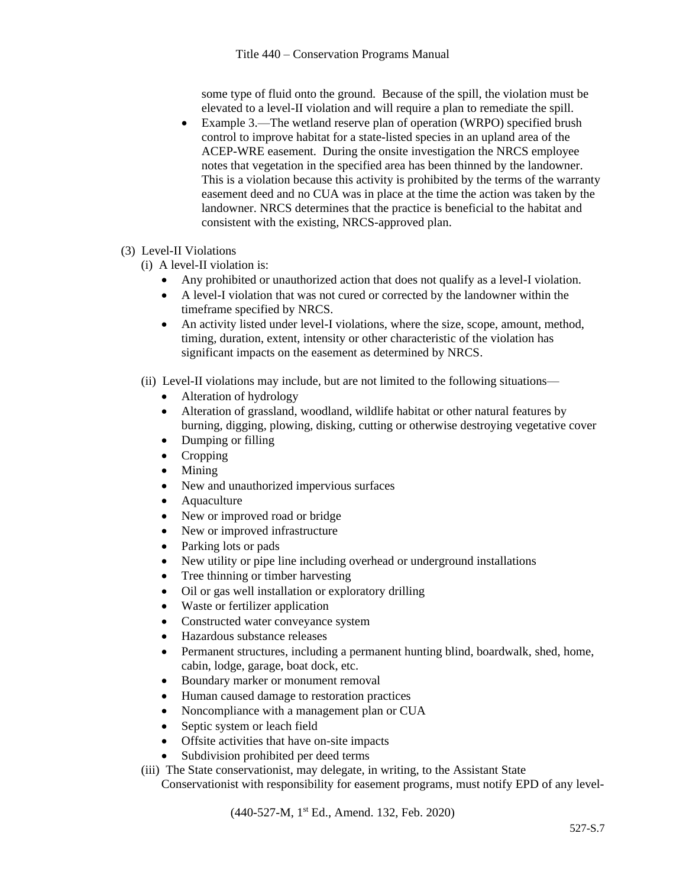some type of fluid onto the ground. Because of the spill, the violation must be elevated to a level-II violation and will require a plan to remediate the spill.

- Example 3.—The wetland reserve plan of operation (WRPO) specified brush control to improve habitat for a state-listed species in an upland area of the ACEP-WRE easement. During the onsite investigation the NRCS employee notes that vegetation in the specified area has been thinned by the landowner. This is a violation because this activity is prohibited by the terms of the warranty easement deed and no CUA was in place at the time the action was taken by the landowner. NRCS determines that the practice is beneficial to the habitat and consistent with the existing, NRCS-approved plan.

(3) Level-II Violations

(i) A level-II violation is:

- Any prohibited or unauthorized action that does not qualify as a level-I violation.
- A level-I violation that was not cured or corrected by the landowner within the timeframe specified by NRCS.
- An activity listed under level-I violations, where the size, scope, amount, method, timing, duration, extent, intensity or other characteristic of the violation has significant impacts on the easement as determined by NRCS.

(ii) Level-II violations may include, but are not limited to the following situations—

- Alteration of hydrology
- Alteration of grassland, woodland, wildlife habitat or other natural features by burning, digging, plowing, disking, cutting or otherwise destroying vegetative cover
- Dumping or filling
- Cropping
- Mining
- New and unauthorized impervious surfaces
- Aquaculture
- New or improved road or bridge
- New or improved infrastructure
- Parking lots or pads
- New utility or pipe line including overhead or underground installations
- Tree thinning or timber harvesting
- Oil or gas well installation or exploratory drilling
- Waste or fertilizer application
- Constructed water conveyance system
- Hazardous substance releases
- Permanent structures, including a permanent hunting blind, boardwalk, shed, home, cabin, lodge, garage, boat dock, etc.
- Boundary marker or monument removal
- Human caused damage to restoration practices
- Noncompliance with a management plan or CUA
- Septic system or leach field
- Offsite activities that have on-site impacts
- Subdivision prohibited per deed terms

(iii) The State conservationist, may delegate, in writing, to the Assistant State Conservationist with responsibility for easement programs, must notify EPD of any level-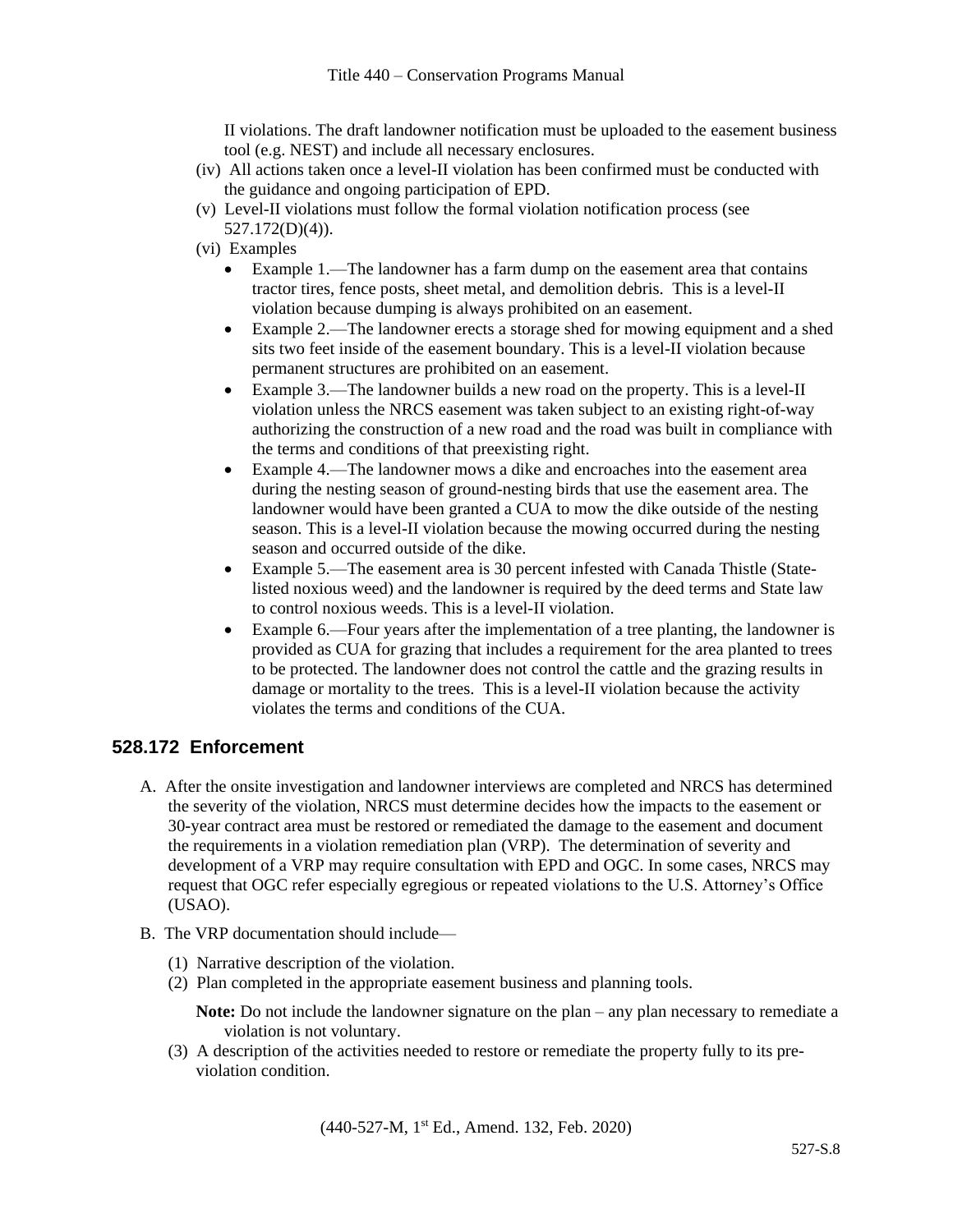II violations. The draft landowner notification must be uploaded to the easement business tool (e.g. NEST) and include all necessary enclosures.

(iv) All actions taken once a level-II violation has been confirmed must be conducted with the guidance and ongoing participation of EPD.

(v) Level-II violations must follow the formal violation notification process (see 527.172(D)(4)).

(vi) Examples

- Example 1.—The landowner has a farm dump on the easement area that contains tractor tires, fence posts, sheet metal, and demolition debris. This is a level-II violation because dumping is always prohibited on an easement.
- Example 2.—The landowner erects a storage shed for mowing equipment and a shed sits two feet inside of the easement boundary. This is a level-II violation because permanent structures are prohibited on an easement.
- Example 3.—The landowner builds a new road on the property. This is a level-II violation unless the NRCS easement was taken subject to an existing right-of-way authorizing the construction of a new road and the road was built in compliance with the terms and conditions of that preexisting right.
- Example 4.—The landowner mows a dike and encroaches into the easement area during the nesting season of ground-nesting birds that use the easement area. The landowner would have been granted a CUA to mow the dike outside of the nesting season. This is a level-II violation because the mowing occurred during the nesting season and occurred outside of the dike.
- Example 5.—The easement area is 30 percent infested with Canada Thistle (State-listed noxious weed) and the landowner is required by the deed terms and State law to control noxious weeds. This is a level-II violation.
- Example 6.—Four years after the implementation of a tree planting, the landowner is provided as CUA for grazing that includes a requirement for the area planted to trees to be protected. The landowner does not control the cattle and the grazing results in damage or mortality to the trees. This is a level-II violation because the activity violates the terms and conditions of the CUA.

## 528.172 Enforcement

A. After the onsite investigation and landowner interviews are completed and NRCS has determined the severity of the violation, NRCS must determine decides how the impacts to the easement or 30-year contract area must be restored or remediated the damage to the easement and document the requirements in a violation remediation plan (VRP). The determination of severity and development of a VRP may require consultation with EPD and OGC. In some cases, NRCS may request that OGC refer especially egregious or repeated violations to the U.S. Attorney's Office (USAO).

B. The VRP documentation should include—

(1) Narrative description of the violation.

(2) Plan completed in the appropriate easement business and planning tools.

**Note:** Do not include the landowner signature on the plan – any plan necessary to remediate a violation is not voluntary.

(3) A description of the activities needed to restore or remediate the property fully to its pre-violation condition.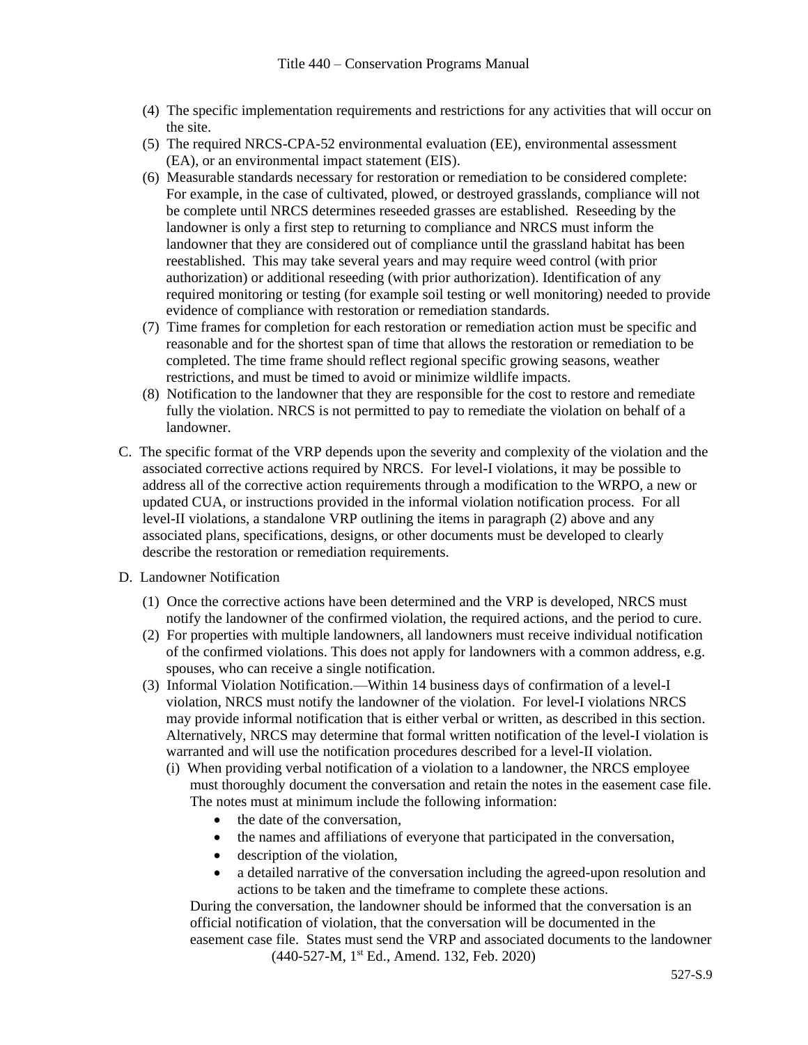(4) The specific implementation requirements and restrictions for any activities that will occur on the site.

(5) The required NRCS-CPA-52 environmental evaluation (EE), environmental assessment (EA), or an environmental impact statement (EIS).

(6) Measurable standards necessary for restoration or remediation to be considered complete: For example, in the case of cultivated, plowed, or destroyed grasslands, compliance will not be complete until NRCS determines reseeded grasses are established. Reseeding by the landowner is only a first step to returning to compliance and NRCS must inform the landowner that they are considered out of compliance until the grassland habitat has been reestablished. This may take several years and may require weed control (with prior authorization) or additional reseeding (with prior authorization). Identification of any required monitoring or testing (for example soil testing or well monitoring) needed to provide evidence of compliance with restoration or remediation standards.

(7) Time frames for completion for each restoration or remediation action must be specific and reasonable and for the shortest span of time that allows the restoration or remediation to be completed. The time frame should reflect regional specific growing seasons, weather restrictions, and must be timed to avoid or minimize wildlife impacts.

(8) Notification to the landowner that they are responsible for the cost to restore and remediate fully the violation. NRCS is not permitted to pay to remediate the violation on behalf of a landowner.

C. The specific format of the VRP depends upon the severity and complexity of the violation and the associated corrective actions required by NRCS. For level-I violations, it may be possible to address all of the corrective action requirements through a modification to the WRPO, a new or updated CUA, or instructions provided in the informal violation notification process. For all level-II violations, a standalone VRP outlining the items in paragraph (2) above and any associated plans, specifications, designs, or other documents must be developed to clearly describe the restoration or remediation requirements.

D. Landowner Notification

(1) Once the corrective actions have been determined and the VRP is developed, NRCS must notify the landowner of the confirmed violation, the required actions, and the period to cure.

(2) For properties with multiple landowners, all landowners must receive individual notification of the confirmed violations. This does not apply for landowners with a common address, e.g. spouses, who can receive a single notification.

(3) Informal Violation Notification.—Within 14 business days of confirmation of a level-I violation, NRCS must notify the landowner of the violation. For level-I violations NRCS may provide informal notification that is either verbal or written, as described in this section. Alternatively, NRCS may determine that formal written notification of the level-I violation is warranted and will use the notification procedures described for a level-II violation.

(i) When providing verbal notification of a violation to a landowner, the NRCS employee must thoroughly document the conversation and retain the notes in the easement case file. The notes must at minimum include the following information:

- the date of the conversation,
- the names and affiliations of everyone that participated in the conversation,
- description of the violation,
- a detailed narrative of the conversation including the agreed-upon resolution and actions to be taken and the timeframe to complete these actions.

During the conversation, the landowner should be informed that the conversation is an official notification of violation, that the conversation will be documented in the easement case file. States must send the VRP and associated documents to the landowner

(440-527-M, 1st Ed., Amend. 132, Feb. 2020)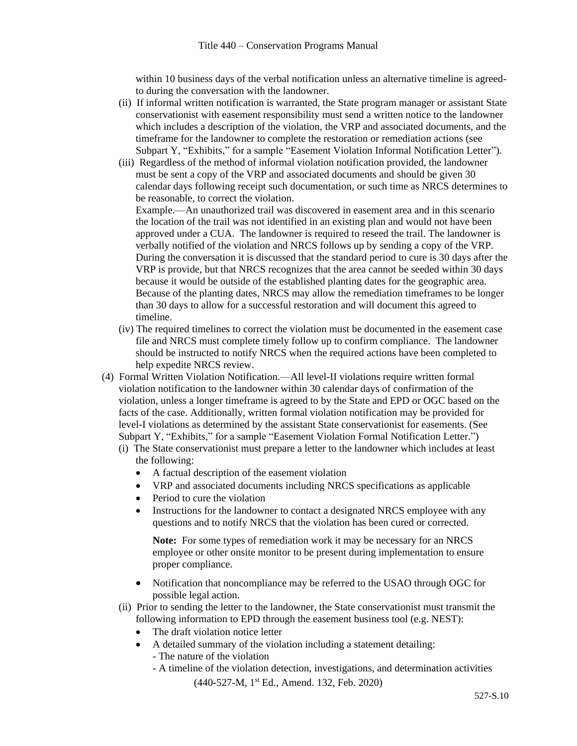within 10 business days of the verbal notification unless an alternative timeline is agreed-to during the conversation with the landowner.

(ii) If informal written notification is warranted, the State program manager or assistant State conservationist with easement responsibility must send a written notice to the landowner which includes a description of the violation, the VRP and associated documents, and the timeframe for the landowner to complete the restoration or remediation actions (see Subpart Y, "Exhibits," for a sample "Easement Violation Informal Notification Letter").

(iii) Regardless of the method of informal violation notification provided, the landowner must be sent a copy of the VRP and associated documents and should be given 30 calendar days following receipt such documentation, or such time as NRCS determines to be reasonable, to correct the violation.

Example.—An unauthorized trail was discovered in easement area and in this scenario the location of the trail was not identified in an existing plan and would not have been approved under a CUA. The landowner is required to reseed the trail. The landowner is verbally notified of the violation and NRCS follows up by sending a copy of the VRP. During the conversation it is discussed that the standard period to cure is 30 days after the VRP is provide, but that NRCS recognizes that the area cannot be seeded within 30 days because it would be outside of the established planting dates for the geographic area. Because of the planting dates, NRCS may allow the remediation timeframes to be longer than 30 days to allow for a successful restoration and will document this agreed to timeline.

(iv) The required timelines to correct the violation must be documented in the easement case file and NRCS must complete timely follow up to confirm compliance. The landowner should be instructed to notify NRCS when the required actions have been completed to help expedite NRCS review.

(4) Formal Written Violation Notification.—All level-II violations require written formal violation notification to the landowner within 30 calendar days of confirmation of the violation, unless a longer timeframe is agreed to by the State and EPD or OGC based on the facts of the case. Additionally, written formal violation notification may be provided for level-I violations as determined by the assistant State conservationist for easements. (See Subpart Y, "Exhibits," for a sample "Easement Violation Formal Notification Letter.")

(i) The State conservationist must prepare a letter to the landowner which includes at least the following:

- A factual description of the easement violation
- VRP and associated documents including NRCS specifications as applicable
- Period to cure the violation
- Instructions for the landowner to contact a designated NRCS employee with any questions and to notify NRCS that the violation has been cured or corrected.

  **Note:** For some types of remediation work it may be necessary for an NRCS employee or other onsite monitor to be present during implementation to ensure proper compliance.

- Notification that noncompliance may be referred to the USAO through OGC for possible legal action.

(ii) Prior to sending the letter to the landowner, the State conservationist must transmit the following information to EPD through the easement business tool (e.g. NEST):

- The draft violation notice letter
- A detailed summary of the violation including a statement detailing:
  - The nature of the violation
  - A timeline of the violation detection, investigations, and determination activities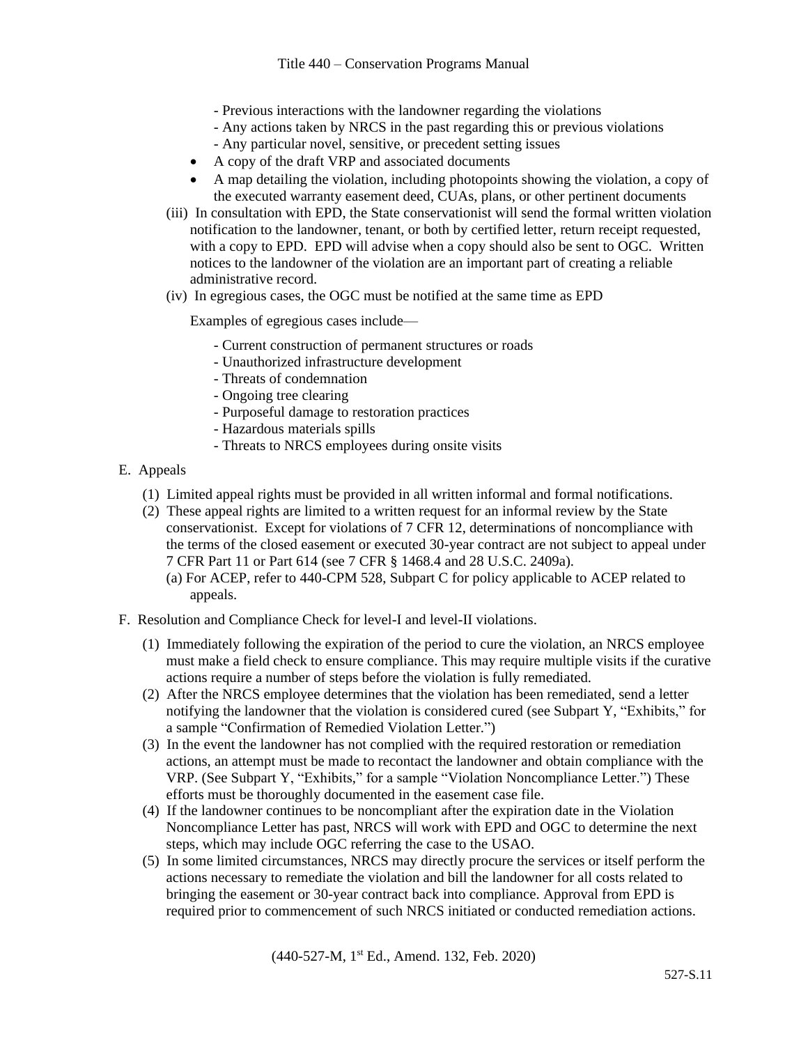- Previous interactions with the landowner regarding the violations
- Any actions taken by NRCS in the past regarding this or previous violations
- Any particular novel, sensitive, or precedent setting issues

- A copy of the draft VRP and associated documents
- A map detailing the violation, including photopoints showing the violation, a copy of the executed warranty easement deed, CUAs, plans, or other pertinent documents

(iii) In consultation with EPD, the State conservationist will send the formal written violation notification to the landowner, tenant, or both by certified letter, return receipt requested, with a copy to EPD. EPD will advise when a copy should also be sent to OGC. Written notices to the landowner of the violation are an important part of creating a reliable administrative record.

(iv) In egregious cases, the OGC must be notified at the same time as EPD

Examples of egregious cases include—

- Current construction of permanent structures or roads
- Unauthorized infrastructure development
- Threats of condemnation
- Ongoing tree clearing
- Purposeful damage to restoration practices
- Hazardous materials spills
- Threats to NRCS employees during onsite visits

E. Appeals

(1) Limited appeal rights must be provided in all written informal and formal notifications.

(2) These appeal rights are limited to a written request for an informal review by the State conservationist. Except for violations of 7 CFR 12, determinations of noncompliance with the terms of the closed easement or executed 30-year contract are not subject to appeal under 7 CFR Part 11 or Part 614 (see 7 CFR § 1468.4 and 28 U.S.C. 2409a).

(a) For ACEP, refer to 440-CPM 528, Subpart C for policy applicable to ACEP related to appeals.

F. Resolution and Compliance Check for level-I and level-II violations.

(1) Immediately following the expiration of the period to cure the violation, an NRCS employee must make a field check to ensure compliance. This may require multiple visits if the curative actions require a number of steps before the violation is fully remediated.

(2) After the NRCS employee determines that the violation has been remediated, send a letter notifying the landowner that the violation is considered cured (see Subpart Y, "Exhibits," for a sample "Confirmation of Remedied Violation Letter.")

(3) In the event the landowner has not complied with the required restoration or remediation actions, an attempt must be made to recontact the landowner and obtain compliance with the VRP. (See Subpart Y, "Exhibits," for a sample "Violation Noncompliance Letter.") These efforts must be thoroughly documented in the easement case file.

(4) If the landowner continues to be noncompliant after the expiration date in the Violation Noncompliance Letter has past, NRCS will work with EPD and OGC to determine the next steps, which may include OGC referring the case to the USAO.

(5) In some limited circumstances, NRCS may directly procure the services or itself perform the actions necessary to remediate the violation and bill the landowner for all costs related to bringing the easement or 30-year contract back into compliance. Approval from EPD is required prior to commencement of such NRCS initiated or conducted remediation actions.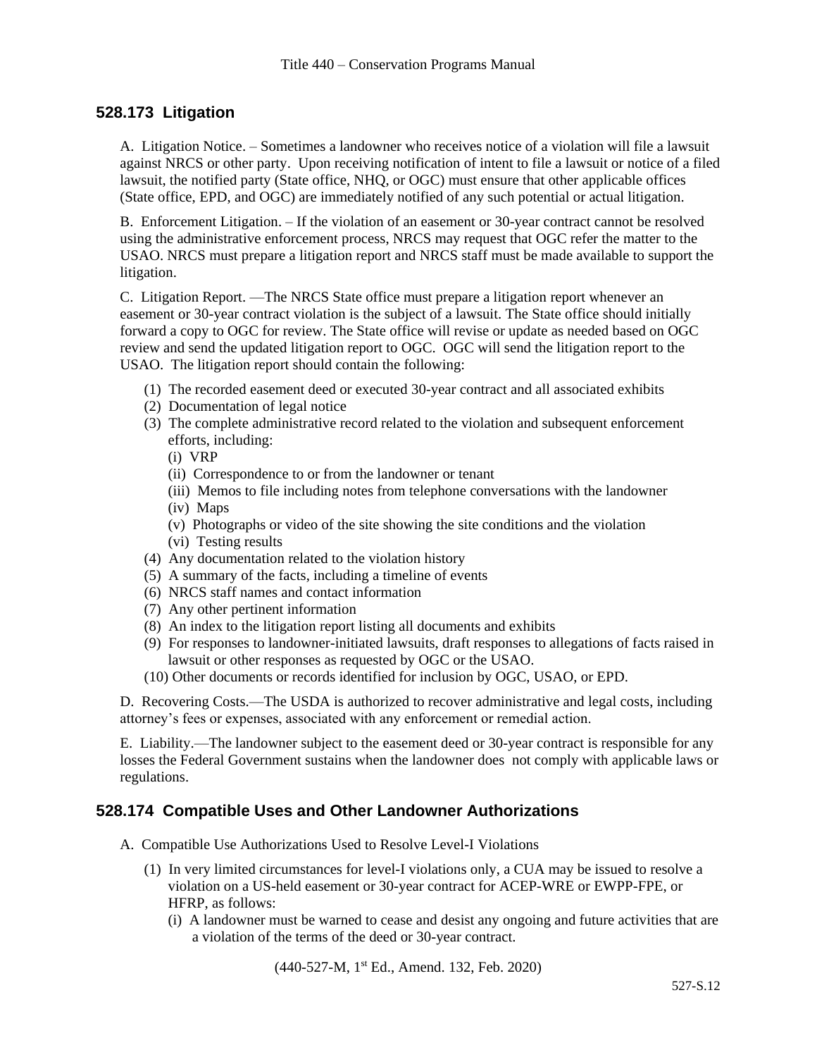## 528.173 Litigation

A. Litigation Notice. – Sometimes a landowner who receives notice of a violation will file a lawsuit against NRCS or other party. Upon receiving notification of intent to file a lawsuit or notice of a filed lawsuit, the notified party (State office, NHQ, or OGC) must ensure that other applicable offices (State office, EPD, and OGC) are immediately notified of any such potential or actual litigation.

B. Enforcement Litigation. – If the violation of an easement or 30-year contract cannot be resolved using the administrative enforcement process, NRCS may request that OGC refer the matter to the USAO. NRCS must prepare a litigation report and NRCS staff must be made available to support the litigation.

C. Litigation Report. —The NRCS State office must prepare a litigation report whenever an easement or 30-year contract violation is the subject of a lawsuit. The State office should initially forward a copy to OGC for review. The State office will revise or update as needed based on OGC review and send the updated litigation report to OGC. OGC will send the litigation report to the USAO. The litigation report should contain the following:

- (1) The recorded easement deed or executed 30-year contract and all associated exhibits
- (2) Documentation of legal notice
- (3) The complete administrative record related to the violation and subsequent enforcement efforts, including:
  - (i) VRP
  - (ii) Correspondence to or from the landowner or tenant
  - (iii) Memos to file including notes from telephone conversations with the landowner
  - (iv) Maps
  - (v) Photographs or video of the site showing the site conditions and the violation
  - (vi) Testing results
- (4) Any documentation related to the violation history
- (5) A summary of the facts, including a timeline of events
- (6) NRCS staff names and contact information
- (7) Any other pertinent information
- (8) An index to the litigation report listing all documents and exhibits
- (9) For responses to landowner-initiated lawsuits, draft responses to allegations of facts raised in lawsuit or other responses as requested by OGC or the USAO.
- (10) Other documents or records identified for inclusion by OGC, USAO, or EPD.

D. Recovering Costs.—The USDA is authorized to recover administrative and legal costs, including attorney's fees or expenses, associated with any enforcement or remedial action.

E. Liability.—The landowner subject to the easement deed or 30-year contract is responsible for any losses the Federal Government sustains when the landowner does not comply with applicable laws or regulations.

## 528.174 Compatible Uses and Other Landowner Authorizations

A. Compatible Use Authorizations Used to Resolve Level-I Violations

- (1) In very limited circumstances for level-I violations only, a CUA may be issued to resolve a violation on a US-held easement or 30-year contract for ACEP-WRE or EWPP-FPE, or HFRP, as follows:
  - (i) A landowner must be warned to cease and desist any ongoing and future activities that are a violation of the terms of the deed or 30-year contract.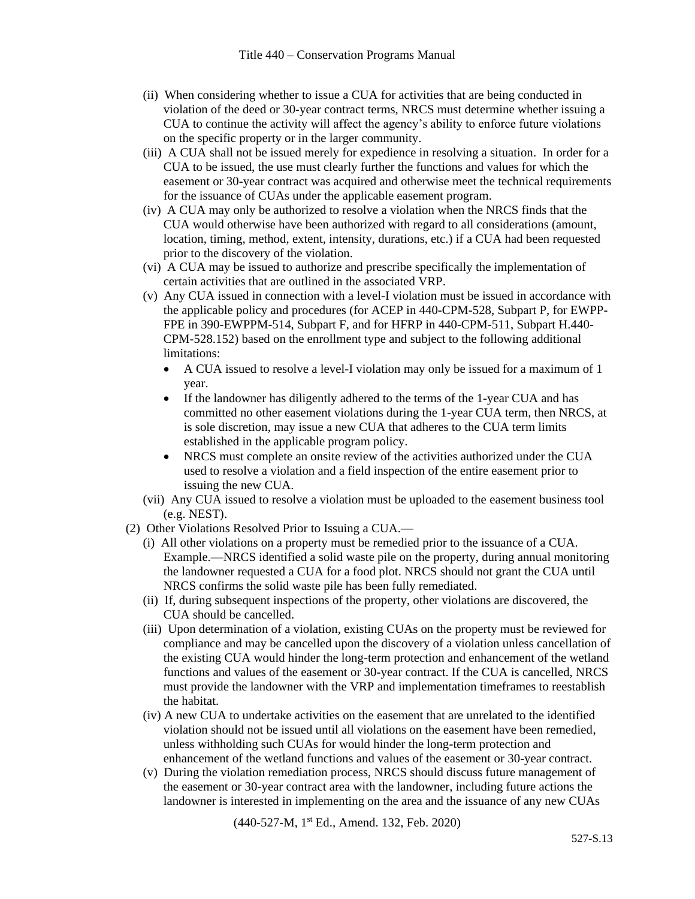(ii) When considering whether to issue a CUA for activities that are being conducted in violation of the deed or 30-year contract terms, NRCS must determine whether issuing a CUA to continue the activity will affect the agency's ability to enforce future violations on the specific property or in the larger community.

(iii) A CUA shall not be issued merely for expedience in resolving a situation. In order for a CUA to be issued, the use must clearly further the functions and values for which the easement or 30-year contract was acquired and otherwise meet the technical requirements for the issuance of CUAs under the applicable easement program.

(iv) A CUA may only be authorized to resolve a violation when the NRCS finds that the CUA would otherwise have been authorized with regard to all considerations (amount, location, timing, method, extent, intensity, durations, etc.) if a CUA had been requested prior to the discovery of the violation.

(vi) A CUA may be issued to authorize and prescribe specifically the implementation of certain activities that are outlined in the associated VRP.

(v) Any CUA issued in connection with a level-I violation must be issued in accordance with the applicable policy and procedures (for ACEP in 440-CPM-528, Subpart P, for EWPP-FPE in 390-EWPPM-514, Subpart F, and for HFRP in 440-CPM-511, Subpart H.440-CPM-528.152) based on the enrollment type and subject to the following additional limitations:

- A CUA issued to resolve a level-I violation may only be issued for a maximum of 1 year.
- If the landowner has diligently adhered to the terms of the 1-year CUA and has committed no other easement violations during the 1-year CUA term, then NRCS, at is sole discretion, may issue a new CUA that adheres to the CUA term limits established in the applicable program policy.
- NRCS must complete an onsite review of the activities authorized under the CUA used to resolve a violation and a field inspection of the entire easement prior to issuing the new CUA.

(vii) Any CUA issued to resolve a violation must be uploaded to the easement business tool (e.g. NEST).

(2) Other Violations Resolved Prior to Issuing a CUA.—

(i) All other violations on a property must be remedied prior to the issuance of a CUA. Example.—NRCS identified a solid waste pile on the property, during annual monitoring the landowner requested a CUA for a food plot. NRCS should not grant the CUA until NRCS confirms the solid waste pile has been fully remediated.

(ii) If, during subsequent inspections of the property, other violations are discovered, the CUA should be cancelled.

(iii) Upon determination of a violation, existing CUAs on the property must be reviewed for compliance and may be cancelled upon the discovery of a violation unless cancellation of the existing CUA would hinder the long-term protection and enhancement of the wetland functions and values of the easement or 30-year contract. If the CUA is cancelled, NRCS must provide the landowner with the VRP and implementation timeframes to reestablish the habitat.

(iv) A new CUA to undertake activities on the easement that are unrelated to the identified violation should not be issued until all violations on the easement have been remedied, unless withholding such CUAs for would hinder the long-term protection and enhancement of the wetland functions and values of the easement or 30-year contract.

(v) During the violation remediation process, NRCS should discuss future management of the easement or 30-year contract area with the landowner, including future actions the landowner is interested in implementing on the area and the issuance of any new CUAs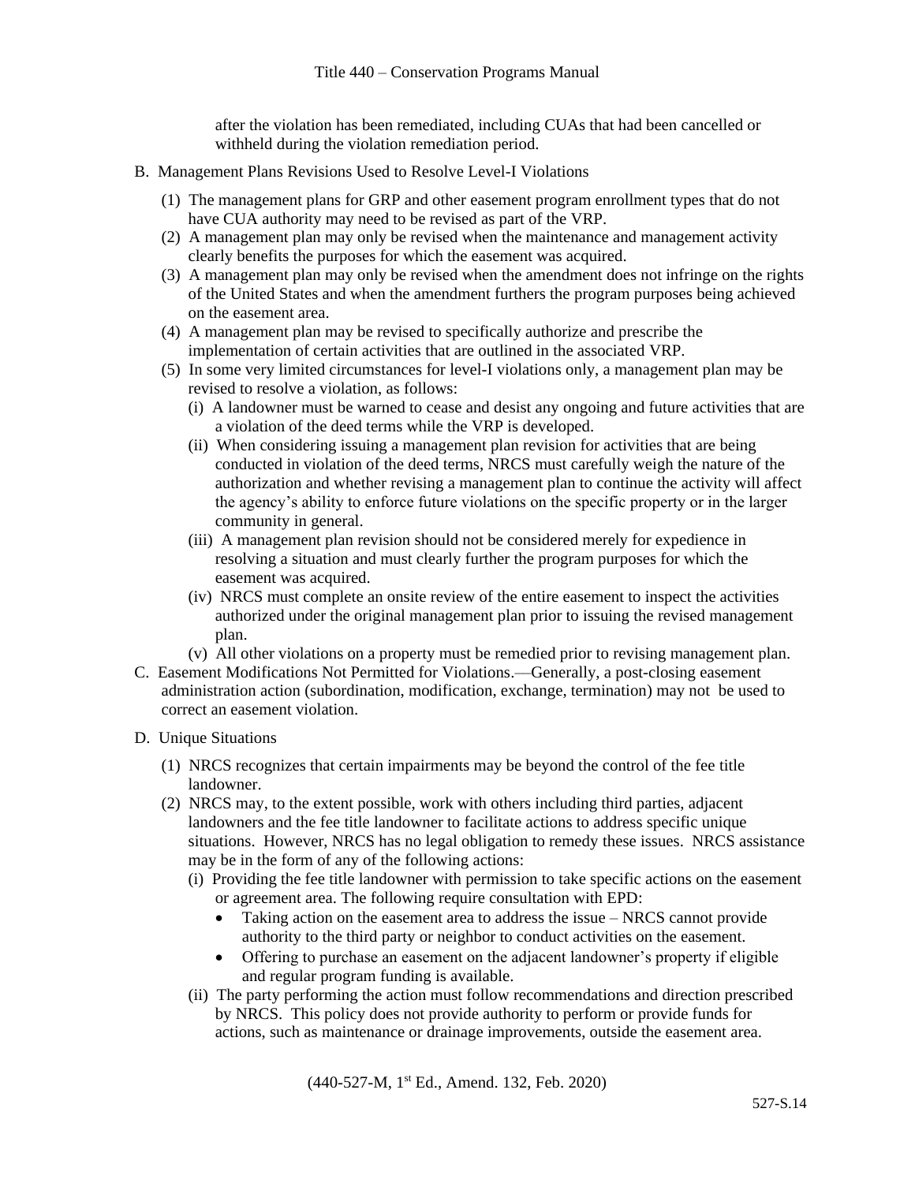after the violation has been remediated, including CUAs that had been cancelled or withheld during the violation remediation period.

B. Management Plans Revisions Used to Resolve Level-I Violations

(1) The management plans for GRP and other easement program enrollment types that do not have CUA authority may need to be revised as part of the VRP.

(2) A management plan may only be revised when the maintenance and management activity clearly benefits the purposes for which the easement was acquired.

(3) A management plan may only be revised when the amendment does not infringe on the rights of the United States and when the amendment furthers the program purposes being achieved on the easement area.

(4) A management plan may be revised to specifically authorize and prescribe the implementation of certain activities that are outlined in the associated VRP.

(5) In some very limited circumstances for level-I violations only, a management plan may be revised to resolve a violation, as follows:

(i) A landowner must be warned to cease and desist any ongoing and future activities that are a violation of the deed terms while the VRP is developed.

(ii) When considering issuing a management plan revision for activities that are being conducted in violation of the deed terms, NRCS must carefully weigh the nature of the authorization and whether revising a management plan to continue the activity will affect the agency's ability to enforce future violations on the specific property or in the larger community in general.

(iii) A management plan revision should not be considered merely for expedience in resolving a situation and must clearly further the program purposes for which the easement was acquired.

(iv) NRCS must complete an onsite review of the entire easement to inspect the activities authorized under the original management plan prior to issuing the revised management plan.

(v) All other violations on a property must be remedied prior to revising management plan.

C. Easement Modifications Not Permitted for Violations.—Generally, a post-closing easement administration action (subordination, modification, exchange, termination) may not be used to correct an easement violation.

D. Unique Situations

(1) NRCS recognizes that certain impairments may be beyond the control of the fee title landowner.

(2) NRCS may, to the extent possible, work with others including third parties, adjacent landowners and the fee title landowner to facilitate actions to address specific unique situations. However, NRCS has no legal obligation to remedy these issues. NRCS assistance may be in the form of any of the following actions:

(i) Providing the fee title landowner with permission to take specific actions on the easement or agreement area. The following require consultation with EPD:

- Taking action on the easement area to address the issue – NRCS cannot provide authority to the third party or neighbor to conduct activities on the easement.
- Offering to purchase an easement on the adjacent landowner's property if eligible and regular program funding is available.

(ii) The party performing the action must follow recommendations and direction prescribed by NRCS. This policy does not provide authority to perform or provide funds for actions, such as maintenance or drainage improvements, outside the easement area.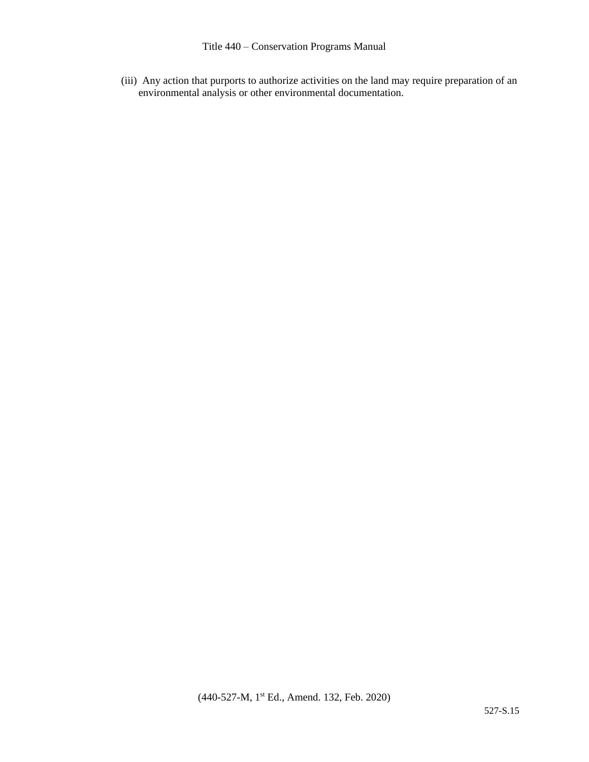(iii) Any action that purports to authorize activities on the land may require preparation of an environmental analysis or other environmental documentation.